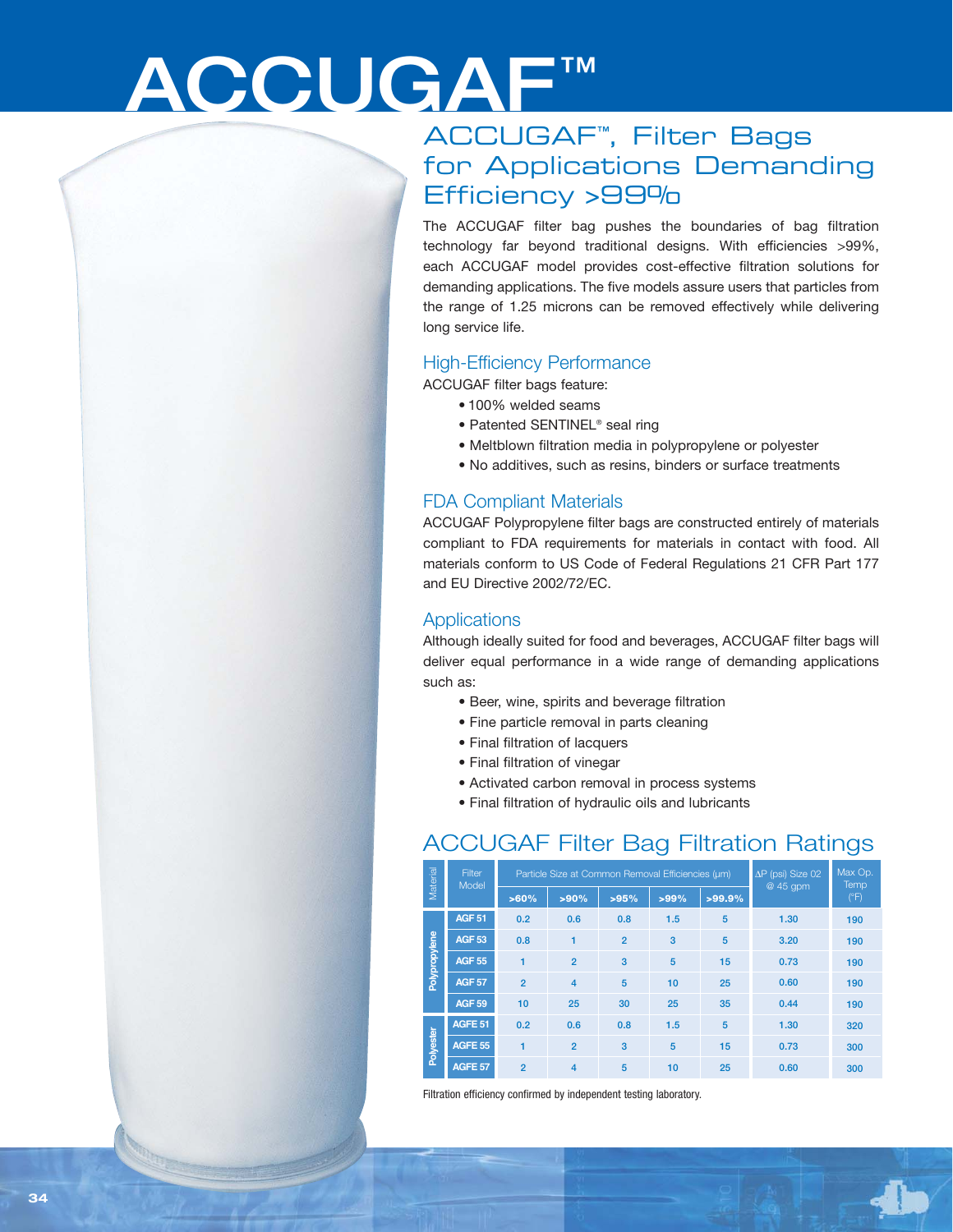# ACCUGAF™

## ACCUGAF™, Filter Bags for Applications Demanding Efficiency >99%

The ACCUGAF filter bag pushes the boundaries of bag filtration technology far beyond traditional designs. With efficiencies >99%, each ACCUGAF model provides cost-effective filtration solutions for demanding applications. The five models assure users that particles from the range of 1.25 microns can be removed effectively while delivering long service life.

### High-Efficiency Performance

ACCUGAF filter bags feature:

- 100% welded seams
- Patented SENTINEL® seal ring
- Meltblown filtration media in polypropylene or polyester
- No additives, such as resins, binders or surface treatments

### FDA Compliant Materials

ACCUGAF Polypropylene filter bags are constructed entirely of materials compliant to FDA requirements for materials in contact with food. All materials conform to US Code of Federal Regulations 21 CFR Part 177 and EU Directive 2002/72/EC.

### Applications

Although ideally suited for food and beverages, ACCUGAF filter bags will deliver equal performance in a wide range of demanding applications such as:

- Beer, wine, spirits and beverage filtration
- Fine particle removal in parts cleaning
- Final filtration of lacquers
- Final filtration of vinegar
- Activated carbon removal in process systems
- Final filtration of hydraulic oils and lubricants

## ACCUGAF Filter Bag Filtration Ratings

| Material | Filter Model | Particle Size at Common Removal Efficiencies (μm) | | | | | ΔP (psi) Size 02 @ 45 gpm | Max Op. Temp (°F) |
|---|---|---|---|---|---|---|---|---|
| | | >60% | >90% | >95% | >99% | >99.9% | | |
| Polypropylene | AGF 51 | 0.2 | 0.6 | 0.8 | 1.5 | 5 | 1.30 | 190 |
| Polypropylene | AGF 53 | 0.8 | 1 | 2 | 3 | 5 | 3.20 | 190 |
| Polypropylene | AGF 55 | 1 | 2 | 3 | 5 | 15 | 0.73 | 190 |
| Polypropylene | AGF 57 | 2 | 4 | 5 | 10 | 25 | 0.60 | 190 |
| Polypropylene | AGF 59 | 10 | 25 | 30 | 25 | 35 | 0.44 | 190 |
| Polyester | AGFE 51 | 0.2 | 0.6 | 0.8 | 1.5 | 5 | 1.30 | 320 |
| Polyester | AGFE 55 | 1 | 2 | 3 | 5 | 15 | 0.73 | 300 |
| Polyester | AGFE 57 | 2 | 4 | 5 | 10 | 25 | 0.60 | 300 |

Filtration efficiency confirmed by independent testing laboratory.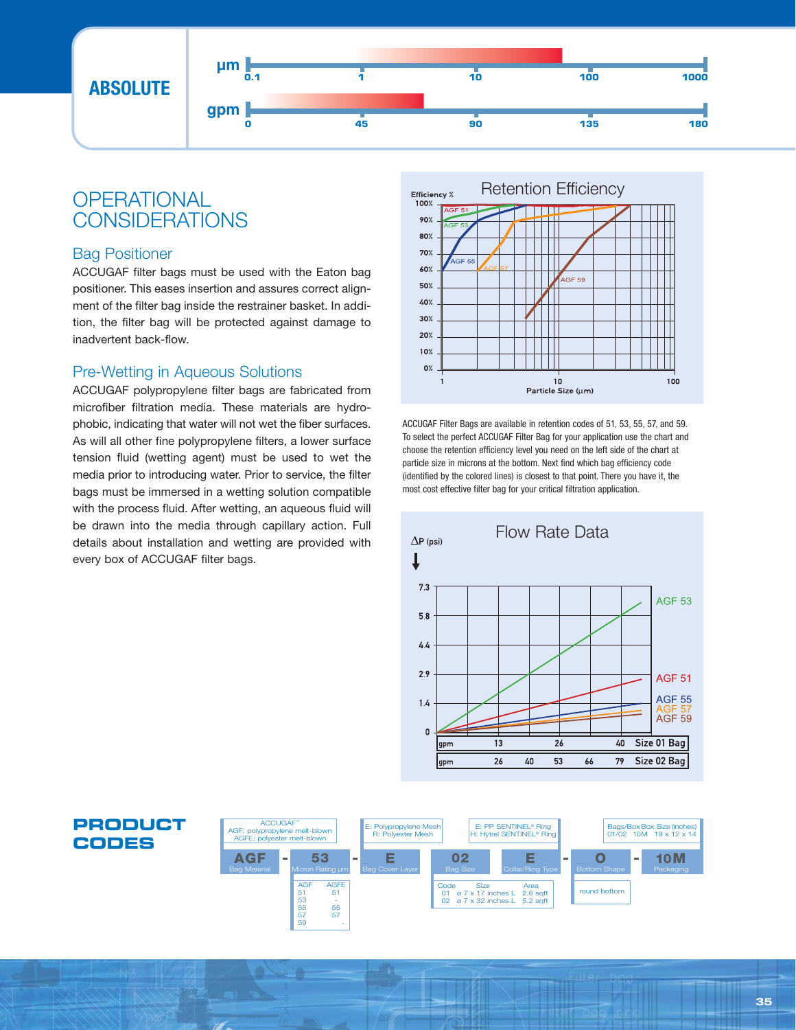**ABSOLUTE**

µm
0.1
1
10
100
1000

gpm
0
45
90
135
180

## OPERATIONAL CONSIDERATIONS

### Bag Positioner

ACCUGAF filter bags must be used with the Eaton bag positioner. This eases insertion and assures correct alignment of the filter bag inside the restrainer basket. In addition, the filter bag will be protected against damage to inadvertent back-flow.

### Pre-Wetting in Aqueous Solutions

ACCUGAF polypropylene filter bags are fabricated from microfiber filtration media. These materials are hydrophobic, indicating that water will not wet the fiber surfaces. As will all other fine polypropylene filters, a lower surface tension fluid (wetting agent) must be used to wet the media prior to introducing water. Prior to service, the filter bags must be immersed in a wetting solution compatible with the process fluid. After wetting, an aqueous fluid will be drawn into the media through capillary action. Full details about installation and wetting are provided with every box of ACCUGAF filter bags.

Retention Efficiency

Efficiency %
100%
90%
80%
70%
60%
50%
40%
30%
20%
10%
0%
AGF 51
AGF 53
AGF 55
AGF 57
AGF 59
1
10
100
Particle Size (µm)

ACCUGAF Filter Bags are available in retention codes of 51, 53, 55, 57, and 59. To select the perfect ACCUGAF Filter Bag for your application use the chart and choose the retention efficiency level you need on the left side of the chart at particle size in microns at the bottom. Next find which bag efficiency code (identified by the colored lines) is closest to that point. There you have it, the most cost effective filter bag for your critical filtration application.

Flow Rate Data

ΔP (psi)
7.3
5.8
4.4
2.9
1.4
0
AGF 53
AGF 51
AGF 55
AGF 57
AGF 59
gpm 13 26 40 Size 01 Bag
gpm 26 40 53 66 79 Size 02 Bag

## PRODUCT CODES

| | | | | | | | |
|---|---|---|---|---|---|---|---|
| ACCUGAF™ AGF: polypropylene melt-blown AGFE: polyester melt-blown | | E: Polypropylene Mesh R: Polyester Mesh | | E: PP SENTINEL® Ring H: Hytrel SENTINEL® Ring | | Bags/Box Box Size (inches) 01/02 10M 19 x 12 x 14 |
| **AGF** Bag Material | **53** Micron Rating µm | **E** Bag Cover Layer | **02** Bag Size | **E** Collar/Ring Type | **O** Bottom Shape | **10M** Packaging |
| | AGF: 51, 53, 55, 57, 59 / AGFE: 51, -, 55, 57, - | | Code 01: ø 7 x 17 inches L, 2.6 sqft; Code 02: ø 7 x 32 inches L, 5.2 sqft | | round bottom | |